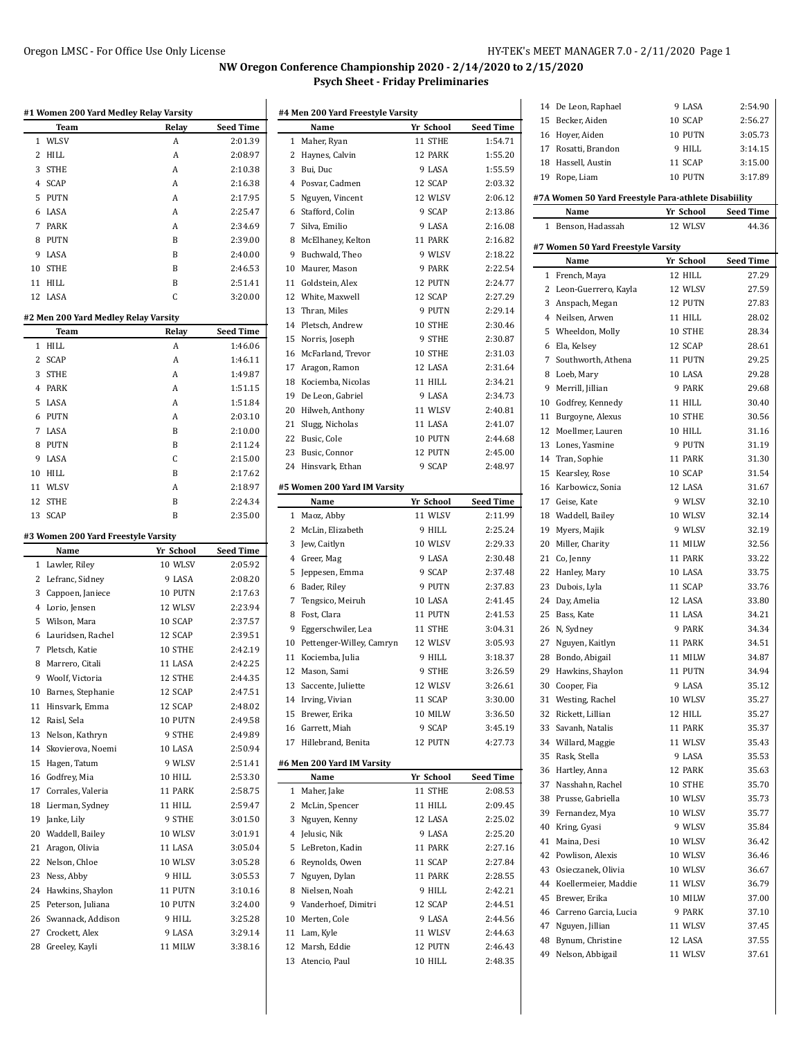# NW Oregon Conference Championship 2020 - 2/14/2020 to 2/15/2020

## Psych Sheet - Friday Preliminaries

### #1 Women 200 Yard Medley Relay Varsity

| | Team | Relay | Seed Time |
|---|---|---|---|
| 1 | WLSV | A | 2:01.39 |
| 2 | HILL | A | 2:08.97 |
| 3 | STHE | A | 2:10.38 |
| 4 | SCAP | A | 2:16.38 |
| 5 | PUTN | A | 2:17.95 |
| 6 | LASA | A | 2:25.47 |
| 7 | PARK | A | 2:34.69 |
| 8 | PUTN | B | 2:39.00 |
| 9 | LASA | B | 2:40.00 |
| 10 | STHE | B | 2:46.53 |
| 11 | HILL | B | 2:51.41 |
| 12 | LASA | C | 3:20.00 |

### #2 Men 200 Yard Medley Relay Varsity

| | Team | Relay | Seed Time |
|---|---|---|---|
| 1 | HILL | A | 1:46.06 |
| 2 | SCAP | A | 1:46.11 |
| 3 | STHE | A | 1:49.87 |
| 4 | PARK | A | 1:51.15 |
| 5 | LASA | A | 1:51.84 |
| 6 | PUTN | A | 2:03.10 |
| 7 | LASA | B | 2:10.00 |
| 8 | PUTN | B | 2:11.24 |
| 9 | LASA | C | 2:15.00 |
| 10 | HILL | B | 2:17.62 |
| 11 | WLSV | A | 2:18.97 |
| 12 | STHE | B | 2:24.34 |
| 13 | SCAP | B | 2:35.00 |

### #3 Women 200 Yard Freestyle Varsity

| | Name | Yr | School | Seed Time |
|---|---|---|---|---|
| 1 | Lawler, Riley | 10 | WLSV | 2:05.92 |
| 2 | Lefranc, Sidney | 9 | LASA | 2:08.20 |
| 3 | Cappoen, Janiece | 10 | PUTN | 2:17.63 |
| 4 | Lorio, Jensen | 12 | WLSV | 2:23.94 |
| 5 | Wilson, Mara | 10 | SCAP | 2:37.57 |
| 6 | Lauridsen, Rachel | 12 | SCAP | 2:39.51 |
| 7 | Pletsch, Katie | 10 | STHE | 2:42.19 |
| 8 | Marrero, Citali | 11 | LASA | 2:42.25 |
| 9 | Woolf, Victoria | 12 | STHE | 2:44.35 |
| 10 | Barnes, Stephanie | 12 | SCAP | 2:47.51 |
| 11 | Hinsvark, Emma | 12 | SCAP | 2:48.02 |
| 12 | Raisl, Sela | 10 | PUTN | 2:49.58 |
| 13 | Nelson, Kathryn | 9 | STHE | 2:49.89 |
| 14 | Skovierova, Noemi | 10 | LASA | 2:50.94 |
| 15 | Hagen, Tatum | 9 | WLSV | 2:51.41 |
| 16 | Godfrey, Mia | 10 | HILL | 2:53.30 |
| 17 | Corrales, Valeria | 11 | PARK | 2:58.75 |
| 18 | Lierman, Sydney | 11 | HILL | 2:59.47 |
| 19 | Janke, Lily | 9 | STHE | 3:01.50 |
| 20 | Waddell, Bailey | 10 | WLSV | 3:01.91 |
| 21 | Aragon, Olivia | 11 | LASA | 3:05.04 |
| 22 | Nelson, Chloe | 10 | WLSV | 3:05.28 |
| 23 | Ness, Abby | 9 | HILL | 3:05.53 |
| 24 | Hawkins, Shaylon | 11 | PUTN | 3:10.16 |
| 25 | Peterson, Juliana | 10 | PUTN | 3:24.00 |
| 26 | Swannack, Addison | 9 | HILL | 3:25.28 |
| 27 | Crockett, Alex | 9 | LASA | 3:29.14 |
| 28 | Greeley, Kayli | 11 | MILW | 3:38.16 |

### #4 Men 200 Yard Freestyle Varsity

| | Name | Yr | School | Seed Time |
|---|---|---|---|---|
| 1 | Maher, Ryan | 11 | STHE | 1:54.71 |
| 2 | Haynes, Calvin | 12 | PARK | 1:55.20 |
| 3 | Bui, Duc | 9 | LASA | 1:55.59 |
| 4 | Posvar, Cadmen | 12 | SCAP | 2:03.32 |
| 5 | Nguyen, Vincent | 12 | WLSV | 2:06.12 |
| 6 | Stafford, Colin | 9 | SCAP | 2:13.86 |
| 7 | Silva, Emilio | 9 | LASA | 2:16.08 |
| 8 | McElhaney, Kelton | 11 | PARK | 2:16.82 |
| 9 | Buchwald, Theo | 9 | WLSV | 2:18.22 |
| 10 | Maurer, Mason | 9 | PARK | 2:22.54 |
| 11 | Goldstein, Alex | 12 | PUTN | 2:24.77 |
| 12 | White, Maxwell | 12 | SCAP | 2:27.29 |
| 13 | Thran, Miles | 9 | PUTN | 2:29.14 |
| 14 | Pletsch, Andrew | 10 | STHE | 2:30.46 |
| 15 | Norris, Joseph | 9 | STHE | 2:30.87 |
| 16 | McFarland, Trevor | 10 | STHE | 2:31.03 |
| 17 | Aragon, Ramon | 12 | LASA | 2:31.64 |
| 18 | Kociemba, Nicolas | 11 | HILL | 2:34.21 |
| 19 | De Leon, Gabriel | 9 | LASA | 2:34.73 |
| 20 | Hilweh, Anthony | 11 | WLSV | 2:40.81 |
| 21 | Slugg, Nicholas | 11 | LASA | 2:41.07 |
| 22 | Busic, Cole | 10 | PUTN | 2:44.68 |
| 23 | Busic, Connor | 12 | PUTN | 2:45.00 |
| 24 | Hinsvark, Ethan | 9 | SCAP | 2:48.97 |

### #5 Women 200 Yard IM Varsity

| | Name | Yr | School | Seed Time |
|---|---|---|---|---|
| 1 | Maoz, Abby | 11 | WLSV | 2:11.99 |
| 2 | McLin, Elizabeth | 9 | HILL | 2:25.24 |
| 3 | Jew, Caitlyn | 10 | WLSV | 2:29.33 |
| 4 | Greer, Mag | 9 | LASA | 2:30.48 |
| 5 | Jeppesen, Emma | 9 | SCAP | 2:37.48 |
| 6 | Bader, Riley | 9 | PUTN | 2:37.83 |
| 7 | Tengsico, Meiruh | 10 | LASA | 2:41.45 |
| 8 | Fost, Clara | 11 | PUTN | 2:41.53 |
| 9 | Eggerschwiler, Lea | 11 | STHE | 3:04.31 |
| 10 | Pettenger-Willey, Camryn | 12 | WLSV | 3:05.93 |
| 11 | Kociemba, Julia | 9 | HILL | 3:18.37 |
| 12 | Mason, Sami | 9 | STHE | 3:26.59 |
| 13 | Saccente, Juliette | 12 | WLSV | 3:26.61 |
| 14 | Irving, Vivian | 11 | SCAP | 3:30.00 |
| 15 | Brewer, Erika | 10 | MILW | 3:36.50 |
| 16 | Garrett, Miah | 9 | SCAP | 3:45.19 |
| 17 | Hillebrand, Benita | 12 | PUTN | 4:27.73 |

### #6 Men 200 Yard IM Varsity

| | Name | Yr | School | Seed Time |
|---|---|---|---|---|
| 1 | Maher, Jake | 11 | STHE | 2:08.53 |
| 2 | McLin, Spencer | 11 | HILL | 2:09.45 |
| 3 | Nguyen, Kenny | 12 | LASA | 2:25.02 |
| 4 | Jelusic, Nik | 9 | LASA | 2:25.20 |
| 5 | LeBreton, Kadin | 11 | PARK | 2:27.16 |
| 6 | Reynolds, Owen | 11 | SCAP | 2:27.84 |
| 7 | Nguyen, Dylan | 11 | PARK | 2:28.55 |
| 8 | Nielsen, Noah | 9 | HILL | 2:42.21 |
| 9 | Vanderhoef, Dimitri | 12 | SCAP | 2:44.51 |
| 10 | Merten, Cole | 9 | LASA | 2:44.56 |
| 11 | Lam, Kyle | 11 | WLSV | 2:44.63 |
| 12 | Marsh, Eddie | 12 | PUTN | 2:46.43 |
| 13 | Atencio, Paul | 10 | HILL | 2:48.35 |
| 14 | De Leon, Raphael | 9 | LASA | 2:54.90 |
| 15 | Becker, Aiden | 10 | SCAP | 2:56.27 |
| 16 | Hoyer, Aiden | 10 | PUTN | 3:05.73 |
| 17 | Rosatti, Brandon | 9 | HILL | 3:14.15 |
| 18 | Hassell, Austin | 11 | SCAP | 3:15.00 |
| 19 | Rope, Liam | 10 | PUTN | 3:17.89 |

### #7A Women 50 Yard Freestyle Para-athlete Disabiility

| | Name | Yr | School | Seed Time |
|---|---|---|---|---|
| 1 | Benson, Hadassah | 12 | WLSV | 44.36 |

### #7 Women 50 Yard Freestyle Varsity

| | Name | Yr | School | Seed Time |
|---|---|---|---|---|
| 1 | French, Maya | 12 | HILL | 27.29 |
| 2 | Leon-Guerrero, Kayla | 12 | WLSV | 27.59 |
| 3 | Anspach, Megan | 12 | PUTN | 27.83 |
| 4 | Neilsen, Arwen | 11 | HILL | 28.02 |
| 5 | Wheeldon, Molly | 10 | STHE | 28.34 |
| 6 | Ela, Kelsey | 12 | SCAP | 28.61 |
| 7 | Southworth, Athena | 11 | PUTN | 29.25 |
| 8 | Loeb, Mary | 10 | LASA | 29.28 |
| 9 | Merrill, Jillian | 9 | PARK | 29.68 |
| 10 | Godfrey, Kennedy | 11 | HILL | 30.40 |
| 11 | Burgoyne, Alexus | 10 | STHE | 30.56 |
| 12 | Moellmer, Lauren | 10 | HILL | 31.16 |
| 13 | Lones, Yasmine | 9 | PUTN | 31.19 |
| 14 | Tran, Sophie | 11 | PARK | 31.30 |
| 15 | Kearsley, Rose | 10 | SCAP | 31.54 |
| 16 | Karbowicz, Sonia | 12 | LASA | 31.67 |
| 17 | Geise, Kate | 9 | WLSV | 32.10 |
| 18 | Waddell, Bailey | 10 | WLSV | 32.14 |
| 19 | Myers, Majik | 9 | WLSV | 32.19 |
| 20 | Miller, Charity | 11 | MILW | 32.56 |
| 21 | Co, Jenny | 11 | PARK | 33.22 |
| 22 | Hanley, Mary | 10 | LASA | 33.75 |
| 23 | Dubois, Lyla | 11 | SCAP | 33.76 |
| 24 | Day, Amelia | 12 | LASA | 33.80 |
| 25 | Bass, Kate | 11 | LASA | 34.21 |
| 26 | N, Sydney | 9 | PARK | 34.34 |
| 27 | Nguyen, Kaitlyn | 11 | PARK | 34.51 |
| 28 | Bondo, Abigail | 11 | MILW | 34.87 |
| 29 | Hawkins, Shaylon | 11 | PUTN | 34.94 |
| 30 | Cooper, Fia | 9 | LASA | 35.12 |
| 31 | Westing, Rachel | 10 | WLSV | 35.27 |
| 32 | Rickett, Lillian | 12 | HILL | 35.27 |
| 33 | Savanh, Natalis | 11 | PARK | 35.37 |
| 34 | Willard, Maggie | 11 | WLSV | 35.43 |
| 35 | Rask, Stella | 9 | LASA | 35.53 |
| 36 | Hartley, Anna | 12 | PARK | 35.63 |
| 37 | Nasshahn, Rachel | 10 | STHE | 35.70 |
| 38 | Prusse, Gabriella | 10 | WLSV | 35.73 |
| 39 | Fernandez, Mya | 10 | WLSV | 35.77 |
| 40 | Kring, Gyasi | 9 | WLSV | 35.84 |
| 41 | Maina, Desi | 10 | WLSV | 36.42 |
| 42 | Powlison, Alexis | 10 | WLSV | 36.46 |
| 43 | Osieczanek, Olivia | 10 | WLSV | 36.67 |
| 44 | Koellermeier, Maddie | 11 | WLSV | 36.79 |
| 45 | Brewer, Erika | 10 | MILW | 37.00 |
| 46 | Carreno Garcia, Lucia | 9 | PARK | 37.10 |
| 47 | Nguyen, Jillian | 11 | WLSV | 37.45 |
| 48 | Bynum, Christine | 12 | LASA | 37.55 |
| 49 | Nelson, Abbigail | 11 | WLSV | 37.61 |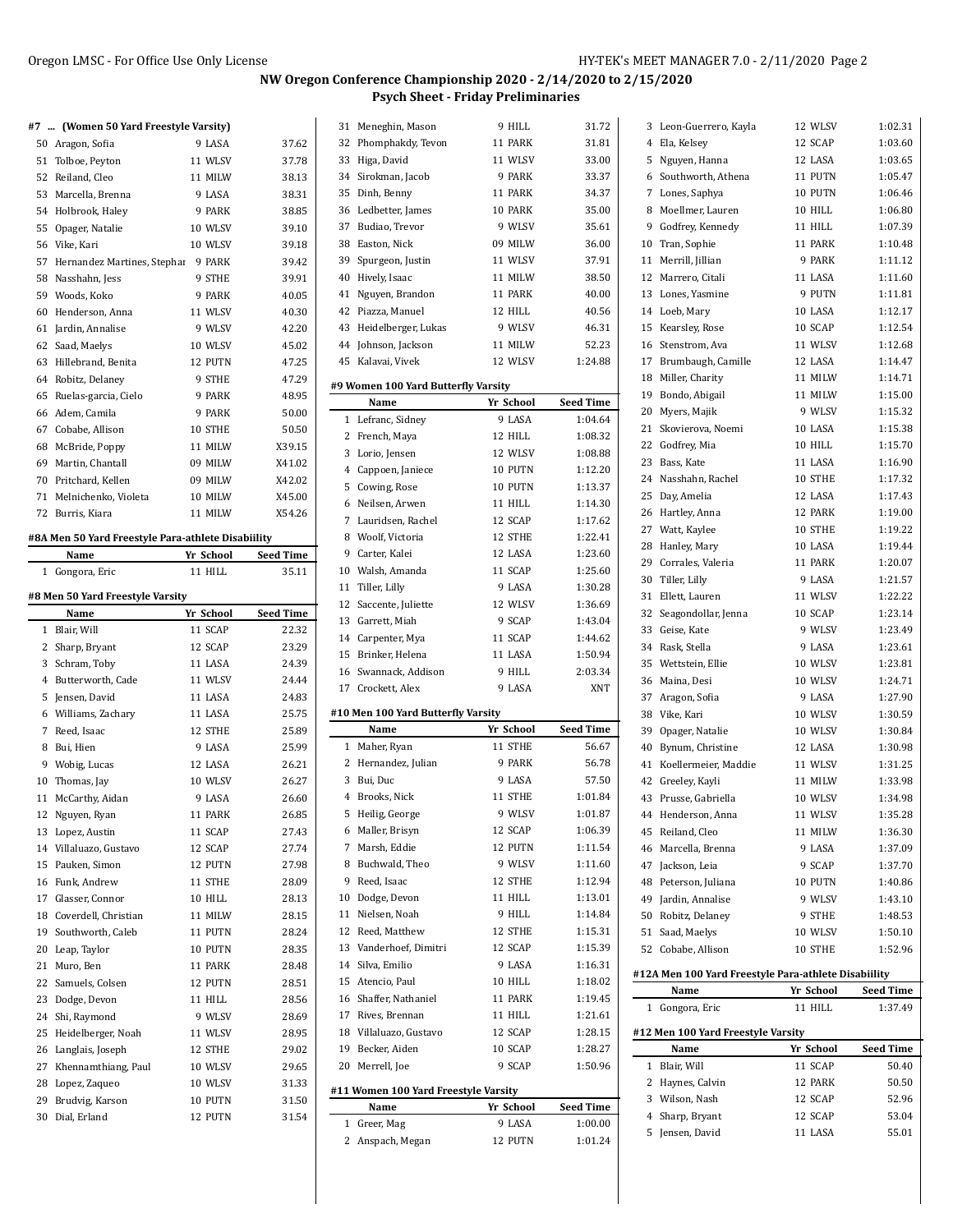## NW Oregon Conference Championship 2020 - 2/14/2020 to 2/15/2020
### Psych Sheet - Friday Preliminaries

#### #7 ... (Women 50 Yard Freestyle Varsity)

| | Name | Yr | School | Seed Time |
|---|---|---|---|---|
| 50 | Aragon, Sofia | 9 | LASA | 37.62 |
| 51 | Tolboe, Peyton | 11 | WLSV | 37.78 |
| 52 | Reiland, Cleo | 11 | MILW | 38.13 |
| 53 | Marcella, Brenna | 9 | LASA | 38.31 |
| 54 | Holbrook, Haley | 9 | PARK | 38.85 |
| 55 | Opager, Natalie | 10 | WLSV | 39.10 |
| 56 | Vike, Kari | 10 | WLSV | 39.18 |
| 57 | Hernandez Martines, Stephar | 9 | PARK | 39.42 |
| 58 | Nasshahn, Jess | 9 | STHE | 39.91 |
| 59 | Woods, Koko | 9 | PARK | 40.05 |
| 60 | Henderson, Anna | 11 | WLSV | 40.30 |
| 61 | Jardin, Annalise | 9 | WLSV | 42.20 |
| 62 | Saad, Maelys | 10 | WLSV | 45.02 |
| 63 | Hillebrand, Benita | 12 | PUTN | 47.25 |
| 64 | Robitz, Delaney | 9 | STHE | 47.29 |
| 65 | Ruelas-garcia, Cielo | 9 | PARK | 48.95 |
| 66 | Adem, Camila | 9 | PARK | 50.00 |
| 67 | Cobabe, Allison | 10 | STHE | 50.50 |
| 68 | McBride, Poppy | 11 | MILW | X39.15 |
| 69 | Martin, Chantall | 09 | MILW | X41.02 |
| 70 | Pritchard, Kellen | 09 | MILW | X42.02 |
| 71 | Melnichenko, Violeta | 10 | MILW | X45.00 |
| 72 | Burris, Kiara | 11 | MILW | X54.26 |

#### #8A Men 50 Yard Freestyle Para-athlete Disabiility

| | Name | Yr | School | Seed Time |
|---|---|---|---|---|
| 1 | Gongora, Eric | 11 | HILL | 35.11 |

#### #8 Men 50 Yard Freestyle Varsity

| | Name | Yr | School | Seed Time |
|---|---|---|---|---|
| 1 | Blair, Will | 11 | SCAP | 22.32 |
| 2 | Sharp, Bryant | 12 | SCAP | 23.29 |
| 3 | Schram, Toby | 11 | LASA | 24.39 |
| 4 | Butterworth, Cade | 11 | WLSV | 24.44 |
| 5 | Jensen, David | 11 | LASA | 24.83 |
| 6 | Williams, Zachary | 11 | LASA | 25.75 |
| 7 | Reed, Isaac | 12 | STHE | 25.89 |
| 8 | Bui, Hien | 9 | LASA | 25.99 |
| 9 | Wobig, Lucas | 12 | LASA | 26.21 |
| 10 | Thomas, Jay | 10 | WLSV | 26.27 |
| 11 | McCarthy, Aidan | 9 | LASA | 26.60 |
| 12 | Nguyen, Ryan | 11 | PARK | 26.85 |
| 13 | Lopez, Austin | 11 | SCAP | 27.43 |
| 14 | Villaluazo, Gustavo | 12 | SCAP | 27.74 |
| 15 | Pauken, Simon | 12 | PUTN | 27.98 |
| 16 | Funk, Andrew | 11 | STHE | 28.09 |
| 17 | Glasser, Connor | 10 | HILL | 28.13 |
| 18 | Coverdell, Christian | 11 | MILW | 28.15 |
| 19 | Southworth, Caleb | 11 | PUTN | 28.24 |
| 20 | Leap, Taylor | 10 | PUTN | 28.35 |
| 21 | Muro, Ben | 11 | PARK | 28.48 |
| 22 | Samuels, Colsen | 12 | PUTN | 28.51 |
| 23 | Dodge, Devon | 11 | HILL | 28.56 |
| 24 | Shi, Raymond | 9 | WLSV | 28.69 |
| 25 | Heidelberger, Noah | 11 | WLSV | 28.95 |
| 26 | Langlais, Joseph | 12 | STHE | 29.02 |
| 27 | Khennamthiang, Paul | 10 | WLSV | 29.65 |
| 28 | Lopez, Zaqueo | 10 | WLSV | 31.33 |
| 29 | Brudvig, Karson | 10 | PUTN | 31.50 |
| 30 | Dial, Erland | 12 | PUTN | 31.54 |
| 31 | Meneghin, Mason | 9 | HILL | 31.72 |
| 32 | Phomphakdy, Tevon | 11 | PARK | 31.81 |
| 33 | Higa, David | 11 | WLSV | 33.00 |
| 34 | Sirokman, Jacob | 9 | PARK | 33.37 |
| 35 | Dinh, Benny | 11 | PARK | 34.37 |
| 36 | Ledbetter, James | 10 | PARK | 35.00 |
| 37 | Budiao, Trevor | 9 | WLSV | 35.61 |
| 38 | Easton, Nick | 09 | MILW | 36.00 |
| 39 | Spurgeon, Justin | 11 | WLSV | 37.91 |
| 40 | Hively, Isaac | 11 | MILW | 38.50 |
| 41 | Nguyen, Brandon | 11 | PARK | 40.00 |
| 42 | Piazza, Manuel | 12 | HILL | 40.56 |
| 43 | Heidelberger, Lukas | 9 | WLSV | 46.31 |
| 44 | Johnson, Jackson | 11 | MILW | 52.23 |
| 45 | Kalavai, Vivek | 12 | WLSV | 1:24.88 |

#### #9 Women 100 Yard Butterfly Varsity

| | Name | Yr | School | Seed Time |
|---|---|---|---|---|
| 1 | Lefranc, Sidney | 9 | LASA | 1:04.64 |
| 2 | French, Maya | 12 | HILL | 1:08.32 |
| 3 | Lorio, Jensen | 12 | WLSV | 1:08.88 |
| 4 | Cappoen, Janiece | 10 | PUTN | 1:12.20 |
| 5 | Cowing, Rose | 10 | PUTN | 1:13.37 |
| 6 | Neilsen, Arwen | 11 | HILL | 1:14.30 |
| 7 | Lauridsen, Rachel | 12 | SCAP | 1:17.62 |
| 8 | Woolf, Victoria | 12 | STHE | 1:22.41 |
| 9 | Carter, Kalei | 12 | LASA | 1:23.60 |
| 10 | Walsh, Amanda | 11 | SCAP | 1:25.60 |
| 11 | Tiller, Lilly | 9 | LASA | 1:30.28 |
| 12 | Saccente, Juliette | 12 | WLSV | 1:36.69 |
| 13 | Garrett, Miah | 9 | SCAP | 1:43.04 |
| 14 | Carpenter, Mya | 11 | SCAP | 1:44.62 |
| 15 | Brinker, Helena | 11 | LASA | 1:50.94 |
| 16 | Swannack, Addison | 9 | HILL | 2:03.34 |
| 17 | Crockett, Alex | 9 | LASA | XNT |

#### #10 Men 100 Yard Butterfly Varsity

| | Name | Yr | School | Seed Time |
|---|---|---|---|---|
| 1 | Maher, Ryan | 11 | STHE | 56.67 |
| 2 | Hernandez, Julian | 9 | PARK | 56.78 |
| 3 | Bui, Duc | 9 | LASA | 57.50 |
| 4 | Brooks, Nick | 11 | STHE | 1:01.84 |
| 5 | Heilig, George | 9 | WLSV | 1:01.87 |
| 6 | Maller, Brisyn | 12 | SCAP | 1:06.39 |
| 7 | Marsh, Eddie | 12 | PUTN | 1:11.54 |
| 8 | Buchwald, Theo | 9 | WLSV | 1:11.60 |
| 9 | Reed, Isaac | 12 | STHE | 1:12.94 |
| 10 | Dodge, Devon | 11 | HILL | 1:13.01 |
| 11 | Nielsen, Noah | 9 | HILL | 1:14.84 |
| 12 | Reed, Matthew | 12 | STHE | 1:15.31 |
| 13 | Vanderhoef, Dimitri | 12 | SCAP | 1:15.39 |
| 14 | Silva, Emilio | 9 | LASA | 1:16.31 |
| 15 | Atencio, Paul | 10 | HILL | 1:18.02 |
| 16 | Shaffer, Nathaniel | 11 | PARK | 1:19.45 |
| 17 | Rives, Brennan | 11 | HILL | 1:21.61 |
| 18 | Villaluazo, Gustavo | 12 | SCAP | 1:28.15 |
| 19 | Becker, Aiden | 10 | SCAP | 1:28.27 |
| 20 | Merrell, Joe | 9 | SCAP | 1:50.96 |

#### #11 Women 100 Yard Freestyle Varsity

| | Name | Yr | School | Seed Time |
|---|---|---|---|---|
| 1 | Greer, Mag | 9 | LASA | 1:00.00 |
| 2 | Anspach, Megan | 12 | PUTN | 1:01.24 |
| 3 | Leon-Guerrero, Kayla | 12 | WLSV | 1:02.31 |
| 4 | Ela, Kelsey | 12 | SCAP | 1:03.60 |
| 5 | Nguyen, Hanna | 12 | LASA | 1:03.65 |
| 6 | Southworth, Athena | 11 | PUTN | 1:05.47 |
| 7 | Lones, Saphya | 10 | PUTN | 1:06.46 |
| 8 | Moellmer, Lauren | 10 | HILL | 1:06.80 |
| 9 | Godfrey, Kennedy | 11 | HILL | 1:07.39 |
| 10 | Tran, Sophie | 11 | PARK | 1:10.48 |
| 11 | Merrill, Jillian | 9 | PARK | 1:11.12 |
| 12 | Marrero, Citali | 11 | LASA | 1:11.60 |
| 13 | Lones, Yasmine | 9 | PUTN | 1:11.81 |
| 14 | Loeb, Mary | 10 | LASA | 1:12.17 |
| 15 | Kearsley, Rose | 10 | SCAP | 1:12.54 |
| 16 | Stenstrom, Ava | 11 | WLSV | 1:12.68 |
| 17 | Brumbaugh, Camille | 12 | LASA | 1:14.47 |
| 18 | Miller, Charity | 11 | MILW | 1:14.71 |
| 19 | Bondo, Abigail | 11 | MILW | 1:15.00 |
| 20 | Myers, Majik | 9 | WLSV | 1:15.32 |
| 21 | Skovierova, Noemi | 10 | LASA | 1:15.38 |
| 22 | Godfrey, Mia | 10 | HILL | 1:15.70 |
| 23 | Bass, Kate | 11 | LASA | 1:16.90 |
| 24 | Nasshahn, Rachel | 10 | STHE | 1:17.32 |
| 25 | Day, Amelia | 12 | LASA | 1:17.43 |
| 26 | Hartley, Anna | 12 | PARK | 1:19.00 |
| 27 | Watt, Kaylee | 10 | STHE | 1:19.22 |
| 28 | Hanley, Mary | 10 | LASA | 1:19.44 |
| 29 | Corrales, Valeria | 11 | PARK | 1:20.07 |
| 30 | Tiller, Lilly | 9 | LASA | 1:21.57 |
| 31 | Ellett, Lauren | 11 | WLSV | 1:22.22 |
| 32 | Seagondollar, Jenna | 10 | SCAP | 1:23.14 |
| 33 | Geise, Kate | 9 | WLSV | 1:23.49 |
| 34 | Rask, Stella | 9 | LASA | 1:23.61 |
| 35 | Wettstein, Ellie | 10 | WLSV | 1:23.81 |
| 36 | Maina, Desi | 10 | WLSV | 1:24.71 |
| 37 | Aragon, Sofia | 9 | LASA | 1:27.90 |
| 38 | Vike, Kari | 10 | WLSV | 1:30.59 |
| 39 | Opager, Natalie | 10 | WLSV | 1:30.84 |
| 40 | Bynum, Christine | 12 | LASA | 1:30.98 |
| 41 | Koellermeier, Maddie | 11 | WLSV | 1:31.25 |
| 42 | Greeley, Kayli | 11 | MILW | 1:33.98 |
| 43 | Prusse, Gabriella | 10 | WLSV | 1:34.98 |
| 44 | Henderson, Anna | 11 | WLSV | 1:35.28 |
| 45 | Reiland, Cleo | 11 | MILW | 1:36.30 |
| 46 | Marcella, Brenna | 9 | LASA | 1:37.09 |
| 47 | Jackson, Leia | 9 | SCAP | 1:37.70 |
| 48 | Peterson, Juliana | 10 | PUTN | 1:40.86 |
| 49 | Jardin, Annalise | 9 | WLSV | 1:43.10 |
| 50 | Robitz, Delaney | 9 | STHE | 1:48.53 |
| 51 | Saad, Maelys | 10 | WLSV | 1:50.10 |
| 52 | Cobabe, Allison | 10 | STHE | 1:52.96 |

#### #12A Men 100 Yard Freestyle Para-athlete Disabiility

| | Name | Yr | School | Seed Time |
|---|---|---|---|---|
| 1 | Gongora, Eric | 11 | HILL | 1:37.49 |

#### #12 Men 100 Yard Freestyle Varsity

| | Name | Yr | School | Seed Time |
|---|---|---|---|---|
| 1 | Blair, Will | 11 | SCAP | 50.40 |
| 2 | Haynes, Calvin | 12 | PARK | 50.50 |
| 3 | Wilson, Nash | 12 | SCAP | 52.96 |
| 4 | Sharp, Bryant | 12 | SCAP | 53.04 |
| 5 | Jensen, David | 11 | LASA | 55.01 |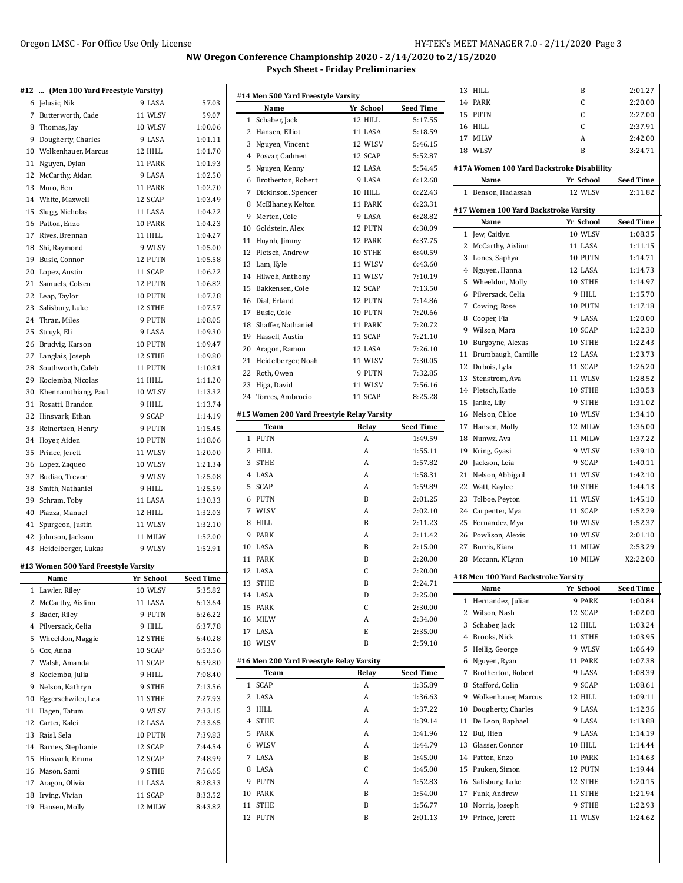## NW Oregon Conference Championship 2020 - 2/14/2020 to 2/15/2020
### Psych Sheet - Friday Preliminaries

#### #12 ... (Men 100 Yard Freestyle Varsity)

| | Name | Yr | School | Seed Time |
|---|---|---|---|---|
| 6 | Jelusic, Nik | 9 | LASA | 57.03 |
| 7 | Butterworth, Cade | 11 | WLSV | 59.07 |
| 8 | Thomas, Jay | 10 | WLSV | 1:00.06 |
| 9 | Dougherty, Charles | 9 | LASA | 1:01.11 |
| 10 | Wolkenhauer, Marcus | 12 | HILL | 1:01.70 |
| 11 | Nguyen, Dylan | 11 | PARK | 1:01.93 |
| 12 | McCarthy, Aidan | 9 | LASA | 1:02.50 |
| 13 | Muro, Ben | 11 | PARK | 1:02.70 |
| 14 | White, Maxwell | 12 | SCAP | 1:03.49 |
| 15 | Slugg, Nicholas | 11 | LASA | 1:04.22 |
| 16 | Patton, Enzo | 10 | PARK | 1:04.23 |
| 17 | Rives, Brennan | 11 | HILL | 1:04.27 |
| 18 | Shi, Raymond | 9 | WLSV | 1:05.00 |
| 19 | Busic, Connor | 12 | PUTN | 1:05.58 |
| 20 | Lopez, Austin | 11 | SCAP | 1:06.22 |
| 21 | Samuels, Colsen | 12 | PUTN | 1:06.82 |
| 22 | Leap, Taylor | 10 | PUTN | 1:07.28 |
| 23 | Salisbury, Luke | 12 | STHE | 1:07.57 |
| 24 | Thran, Miles | 9 | PUTN | 1:08.05 |
| 25 | Struyk, Eli | 9 | LASA | 1:09.30 |
| 26 | Brudvig, Karson | 10 | PUTN | 1:09.47 |
| 27 | Langlais, Joseph | 12 | STHE | 1:09.80 |
| 28 | Southworth, Caleb | 11 | PUTN | 1:10.81 |
| 29 | Kociemba, Nicolas | 11 | HILL | 1:11.20 |
| 30 | Khennamthiang, Paul | 10 | WLSV | 1:13.32 |
| 31 | Rosatti, Brandon | 9 | HILL | 1:13.74 |
| 32 | Hinsvark, Ethan | 9 | SCAP | 1:14.19 |
| 33 | Reinertsen, Henry | 9 | PUTN | 1:15.45 |
| 34 | Hoyer, Aiden | 10 | PUTN | 1:18.06 |
| 35 | Prince, Jerett | 11 | WLSV | 1:20.00 |
| 36 | Lopez, Zaqueo | 10 | WLSV | 1:21.34 |
| 37 | Budiao, Trevor | 9 | WLSV | 1:25.08 |
| 38 | Smith, Nathaniel | 9 | HILL | 1:25.59 |
| 39 | Schram, Toby | 11 | LASA | 1:30.33 |
| 40 | Piazza, Manuel | 12 | HILL | 1:32.03 |
| 41 | Spurgeon, Justin | 11 | WLSV | 1:32.10 |
| 42 | Johnson, Jackson | 11 | MILW | 1:52.00 |
| 43 | Heidelberger, Lukas | 9 | WLSV | 1:52.91 |

#### #13 Women 500 Yard Freestyle Varsity

| | Name | Yr | School | Seed Time |
|---|---|---|---|---|
| 1 | Lawler, Riley | 10 | WLSV | 5:35.82 |
| 2 | McCarthy, Aislinn | 11 | LASA | 6:13.64 |
| 3 | Bader, Riley | 9 | PUTN | 6:26.22 |
| 4 | Pilversack, Celia | 9 | HILL | 6:37.78 |
| 5 | Wheeldon, Maggie | 12 | STHE | 6:40.28 |
| 6 | Cox, Anna | 10 | SCAP | 6:53.56 |
| 7 | Walsh, Amanda | 11 | SCAP | 6:59.80 |
| 8 | Kociemba, Julia | 9 | HILL | 7:08.40 |
| 9 | Nelson, Kathryn | 9 | STHE | 7:13.56 |
| 10 | Eggerschwiler, Lea | 11 | STHE | 7:27.93 |
| 11 | Hagen, Tatum | 9 | WLSV | 7:33.15 |
| 12 | Carter, Kalei | 12 | LASA | 7:33.65 |
| 13 | Raisl, Sela | 10 | PUTN | 7:39.83 |
| 14 | Barnes, Stephanie | 12 | SCAP | 7:44.54 |
| 15 | Hinsvark, Emma | 12 | SCAP | 7:48.99 |
| 16 | Mason, Sami | 9 | STHE | 7:56.65 |
| 17 | Aragon, Olivia | 11 | LASA | 8:28.33 |
| 18 | Irving, Vivian | 11 | SCAP | 8:33.52 |
| 19 | Hansen, Molly | 12 | MILW | 8:43.82 |

#### #14 Men 500 Yard Freestyle Varsity

| | Name | Yr | School | Seed Time |
|---|---|---|---|---|
| 1 | Schaber, Jack | 12 | HILL | 5:17.55 |
| 2 | Hansen, Elliot | 11 | LASA | 5:18.59 |
| 3 | Nguyen, Vincent | 12 | WLSV | 5:46.15 |
| 4 | Posvar, Cadmen | 12 | SCAP | 5:52.87 |
| 5 | Nguyen, Kenny | 12 | LASA | 5:54.45 |
| 6 | Brotherton, Robert | 9 | LASA | 6:12.68 |
| 7 | Dickinson, Spencer | 10 | HILL | 6:22.43 |
| 8 | McElhaney, Kelton | 11 | PARK | 6:23.31 |
| 9 | Merten, Cole | 9 | LASA | 6:28.82 |
| 10 | Goldstein, Alex | 12 | PUTN | 6:30.09 |
| 11 | Huynh, Jimmy | 12 | PARK | 6:37.75 |
| 12 | Pletsch, Andrew | 10 | STHE | 6:40.59 |
| 13 | Lam, Kyle | 11 | WLSV | 6:43.60 |
| 14 | Hilweh, Anthony | 11 | WLSV | 7:10.19 |
| 15 | Bakkensen, Cole | 12 | SCAP | 7:13.50 |
| 16 | Dial, Erland | 12 | PUTN | 7:14.86 |
| 17 | Busic, Cole | 10 | PUTN | 7:20.66 |
| 18 | Shaffer, Nathaniel | 11 | PARK | 7:20.72 |
| 19 | Hassell, Austin | 11 | SCAP | 7:21.10 |
| 20 | Aragon, Ramon | 12 | LASA | 7:26.10 |
| 21 | Heidelberger, Noah | 11 | WLSV | 7:30.05 |
| 22 | Roth, Owen | 9 | PUTN | 7:32.85 |
| 23 | Higa, David | 11 | WLSV | 7:56.16 |
| 24 | Torres, Ambrocio | 11 | SCAP | 8:25.28 |

#### #15 Women 200 Yard Freestyle Relay Varsity

| | Team | Relay | Seed Time |
|---|---|---|---|
| 1 | PUTN | A | 1:49.59 |
| 2 | HILL | A | 1:55.11 |
| 3 | STHE | A | 1:57.82 |
| 4 | LASA | A | 1:58.31 |
| 5 | SCAP | A | 1:59.89 |
| 6 | PUTN | B | 2:01.25 |
| 7 | WLSV | A | 2:02.10 |
| 8 | HILL | B | 2:11.23 |
| 9 | PARK | A | 2:11.42 |
| 10 | LASA | B | 2:15.00 |
| 11 | PARK | B | 2:20.00 |
| 12 | LASA | C | 2:20.00 |
| 13 | STHE | B | 2:24.71 |
| 14 | LASA | D | 2:25.00 |
| 15 | PARK | C | 2:30.00 |
| 16 | MILW | A | 2:34.00 |
| 17 | LASA | E | 2:35.00 |
| 18 | WLSV | B | 2:59.10 |

#### #16 Men 200 Yard Freestyle Relay Varsity

| | Team | Relay | Seed Time |
|---|---|---|---|
| 1 | SCAP | A | 1:35.89 |
| 2 | LASA | A | 1:36.63 |
| 3 | HILL | A | 1:37.22 |
| 4 | STHE | A | 1:39.14 |
| 5 | PARK | A | 1:41.96 |
| 6 | WLSV | A | 1:44.79 |
| 7 | LASA | B | 1:45.00 |
| 8 | LASA | C | 1:45.00 |
| 9 | PUTN | A | 1:52.83 |
| 10 | PARK | B | 1:54.00 |
| 11 | STHE | B | 1:56.77 |
| 12 | PUTN | B | 2:01.13 |
| 13 | HILL | B | 2:01.27 |
| 14 | PARK | C | 2:20.00 |
| 15 | PUTN | C | 2:27.00 |
| 16 | HILL | C | 2:37.91 |
| 17 | MILW | A | 2:42.00 |
| 18 | WLSV | B | 3:24.71 |

#### #17A Women 100 Yard Backstroke Disability

| | Name | Yr | School | Seed Time |
|---|---|---|---|---|
| 1 | Benson, Hadassah | 12 | WLSV | 2:11.82 |

#### #17 Women 100 Yard Backstroke Varsity

| | Name | Yr | School | Seed Time |
|---|---|---|---|---|
| 1 | Jew, Caitlyn | 10 | WLSV | 1:08.35 |
| 2 | McCarthy, Aislinn | 11 | LASA | 1:11.15 |
| 3 | Lones, Saphya | 10 | PUTN | 1:14.71 |
| 4 | Nguyen, Hanna | 12 | LASA | 1:14.73 |
| 5 | Wheeldon, Molly | 10 | STHE | 1:14.97 |
| 6 | Pilversack, Celia | 9 | HILL | 1:15.70 |
| 7 | Cowing, Rose | 10 | PUTN | 1:17.18 |
| 8 | Cooper, Fia | 9 | LASA | 1:20.00 |
| 9 | Wilson, Mara | 10 | SCAP | 1:22.30 |
| 10 | Burgoyne, Alexus | 10 | STHE | 1:22.43 |
| 11 | Brumbaugh, Camille | 12 | LASA | 1:23.73 |
| 12 | Dubois, Lyla | 11 | SCAP | 1:26.20 |
| 13 | Stenstrom, Ava | 11 | WLSV | 1:28.52 |
| 14 | Pletsch, Katie | 10 | STHE | 1:30.53 |
| 15 | Janke, Lily | 9 | STHE | 1:31.02 |
| 16 | Nelson, Chloe | 10 | WLSV | 1:34.10 |
| 17 | Hansen, Molly | 12 | MILW | 1:36.00 |
| 18 | Nunwz, Ava | 11 | MILW | 1:37.22 |
| 19 | Kring, Gyasi | 9 | WLSV | 1:39.10 |
| 20 | Jackson, Leia | 9 | SCAP | 1:40.11 |
| 21 | Nelson, Abbigail | 11 | WLSV | 1:42.10 |
| 22 | Watt, Kaylee | 10 | STHE | 1:44.13 |
| 23 | Tolboe, Peyton | 11 | WLSV | 1:45.10 |
| 24 | Carpenter, Mya | 11 | SCAP | 1:52.29 |
| 25 | Fernandez, Mya | 10 | WLSV | 1:52.37 |
| 26 | Powlison, Alexis | 10 | WLSV | 2:01.10 |
| 27 | Burris, Kiara | 11 | MILW | 2:53.29 |
| 28 | Mccann, K'Lynn | 10 | MILW | X2:22.00 |

#### #18 Men 100 Yard Backstroke Varsity

| | Name | Yr | School | Seed Time |
|---|---|---|---|---|
| 1 | Hernandez, Julian | 9 | PARK | 1:00.84 |
| 2 | Wilson, Nash | 12 | SCAP | 1:02.00 |
| 3 | Schaber, Jack | 12 | HILL | 1:03.24 |
| 4 | Brooks, Nick | 11 | STHE | 1:03.95 |
| 5 | Heilig, George | 9 | WLSV | 1:06.49 |
| 6 | Nguyen, Ryan | 11 | PARK | 1:07.38 |
| 7 | Brotherton, Robert | 9 | LASA | 1:08.39 |
| 8 | Stafford, Colin | 9 | SCAP | 1:08.61 |
| 9 | Wolkenhauer, Marcus | 12 | HILL | 1:09.11 |
| 10 | Dougherty, Charles | 9 | LASA | 1:12.36 |
| 11 | De Leon, Raphael | 9 | LASA | 1:13.88 |
| 12 | Bui, Hien | 9 | LASA | 1:14.19 |
| 13 | Glasser, Connor | 10 | HILL | 1:14.44 |
| 14 | Patton, Enzo | 10 | PARK | 1:14.63 |
| 15 | Pauken, Simon | 12 | PUTN | 1:19.44 |
| 16 | Salisbury, Luke | 12 | STHE | 1:20.15 |
| 17 | Funk, Andrew | 11 | STHE | 1:21.94 |
| 18 | Norris, Joseph | 9 | STHE | 1:22.93 |
| 19 | Prince, Jerett | 11 | WLSV | 1:24.62 |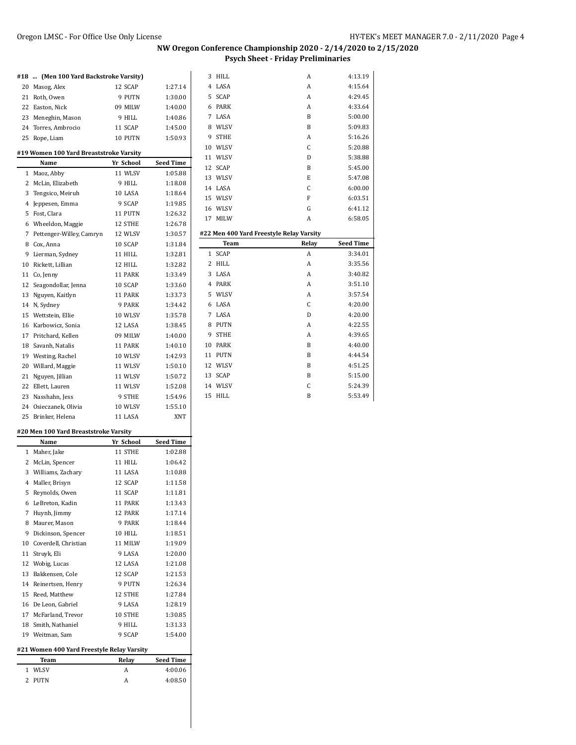## NW Oregon Conference Championship 2020 - 2/14/2020 to 2/15/2020

### Psych Sheet - Friday Preliminaries

#### #18 ... (Men 100 Yard Backstroke Varsity)

| | Name | Yr | School | Seed Time |
|---|---|---|---|---|
| 20 | Masog, Alex | 12 | SCAP | 1:27.14 |
| 21 | Roth, Owen | 9 | PUTN | 1:30.00 |
| 22 | Easton, Nick | 09 | MILW | 1:40.00 |
| 23 | Meneghin, Mason | 9 | HILL | 1:40.86 |
| 24 | Torres, Ambrocio | 11 | SCAP | 1:45.00 |
| 25 | Rope, Liam | 10 | PUTN | 1:50.93 |

#### #19 Women 100 Yard Breaststroke Varsity

| | Name | Yr | School | Seed Time |
|---|---|---|---|---|
| 1 | Maoz, Abby | 11 | WLSV | 1:05.88 |
| 2 | McLin, Elizabeth | 9 | HILL | 1:18.08 |
| 3 | Tengsico, Meiruh | 10 | LASA | 1:18.64 |
| 4 | Jeppesen, Emma | 9 | SCAP | 1:19.85 |
| 5 | Fost, Clara | 11 | PUTN | 1:26.32 |
| 6 | Wheeldon, Maggie | 12 | STHE | 1:26.78 |
| 7 | Pettenger-Willey, Camryn | 12 | WLSV | 1:30.57 |
| 8 | Cox, Anna | 10 | SCAP | 1:31.84 |
| 9 | Lierman, Sydney | 11 | HILL | 1:32.81 |
| 10 | Rickett, Lillian | 12 | HILL | 1:32.82 |
| 11 | Co, Jenny | 11 | PARK | 1:33.49 |
| 12 | Seagondollar, Jenna | 10 | SCAP | 1:33.60 |
| 13 | Nguyen, Kaitlyn | 11 | PARK | 1:33.73 |
| 14 | N, Sydney | 9 | PARK | 1:34.42 |
| 15 | Wettstein, Ellie | 10 | WLSV | 1:35.78 |
| 16 | Karbowicz, Sonia | 12 | LASA | 1:38.45 |
| 17 | Pritchard, Kellen | 09 | MILW | 1:40.00 |
| 18 | Savanh, Natalis | 11 | PARK | 1:40.10 |
| 19 | Westing, Rachel | 10 | WLSV | 1:42.93 |
| 20 | Willard, Maggie | 11 | WLSV | 1:50.10 |
| 21 | Nguyen, Jillian | 11 | WLSV | 1:50.72 |
| 22 | Ellett, Lauren | 11 | WLSV | 1:52.08 |
| 23 | Nasshahn, Jess | 9 | STHE | 1:54.96 |
| 24 | Osieczanek, Olivia | 10 | WLSV | 1:55.10 |
| 25 | Brinker, Helena | 11 | LASA | XNT |

#### #20 Men 100 Yard Breaststroke Varsity

| | Name | Yr | School | Seed Time |
|---|---|---|---|---|
| 1 | Maher, Jake | 11 | STHE | 1:02.88 |
| 2 | McLin, Spencer | 11 | HILL | 1:06.42 |
| 3 | Williams, Zachary | 11 | LASA | 1:10.88 |
| 4 | Maller, Brisyn | 12 | SCAP | 1:11.58 |
| 5 | Reynolds, Owen | 11 | SCAP | 1:11.81 |
| 6 | LeBreton, Kadin | 11 | PARK | 1:13.43 |
| 7 | Huynh, Jimmy | 12 | PARK | 1:17.14 |
| 8 | Maurer, Mason | 9 | PARK | 1:18.44 |
| 9 | Dickinson, Spencer | 10 | HILL | 1:18.51 |
| 10 | Coverdell, Christian | 11 | MILW | 1:19.09 |
| 11 | Struyk, Eli | 9 | LASA | 1:20.00 |
| 12 | Wobig, Lucas | 12 | LASA | 1:21.08 |
| 13 | Bakkensen, Cole | 12 | SCAP | 1:21.53 |
| 14 | Reinertsen, Henry | 9 | PUTN | 1:26.34 |
| 15 | Reed, Matthew | 12 | STHE | 1:27.84 |
| 16 | De Leon, Gabriel | 9 | LASA | 1:28.19 |
| 17 | McFarland, Trevor | 10 | STHE | 1:30.85 |
| 18 | Smith, Nathaniel | 9 | HILL | 1:31.33 |
| 19 | Weitman, Sam | 9 | SCAP | 1:54.00 |

#### #21 Women 400 Yard Freestyle Relay Varsity

| | Team | Relay | Seed Time |
|---|---|---|---|
| 1 | WLSV | A | 4:00.06 |
| 2 | PUTN | A | 4:08.50 |
| 3 | HILL | A | 4:13.19 |
| 4 | LASA | A | 4:15.64 |
| 5 | SCAP | A | 4:29.45 |
| 6 | PARK | A | 4:33.64 |
| 7 | LASA | B | 5:00.00 |
| 8 | WLSV | B | 5:09.83 |
| 9 | STHE | A | 5:16.26 |
| 10 | WLSV | C | 5:20.88 |
| 11 | WLSV | D | 5:38.88 |
| 12 | SCAP | B | 5:45.00 |
| 13 | WLSV | E | 5:47.08 |
| 14 | LASA | C | 6:00.00 |
| 15 | WLSV | F | 6:03.51 |
| 16 | WLSV | G | 6:41.12 |
| 17 | MILW | A | 6:58.05 |

#### #22 Men 400 Yard Freestyle Relay Varsity

| | Team | Relay | Seed Time |
|---|---|---|---|
| 1 | SCAP | A | 3:34.01 |
| 2 | HILL | A | 3:35.56 |
| 3 | LASA | A | 3:40.82 |
| 4 | PARK | A | 3:51.10 |
| 5 | WLSV | A | 3:57.54 |
| 6 | LASA | C | 4:20.00 |
| 7 | LASA | D | 4:20.00 |
| 8 | PUTN | A | 4:22.55 |
| 9 | STHE | A | 4:39.65 |
| 10 | PARK | B | 4:40.00 |
| 11 | PUTN | B | 4:44.54 |
| 12 | WLSV | B | 4:51.25 |
| 13 | SCAP | B | 5:15.00 |
| 14 | WLSV | C | 5:24.39 |
| 15 | HILL | B | 5:53.49 |